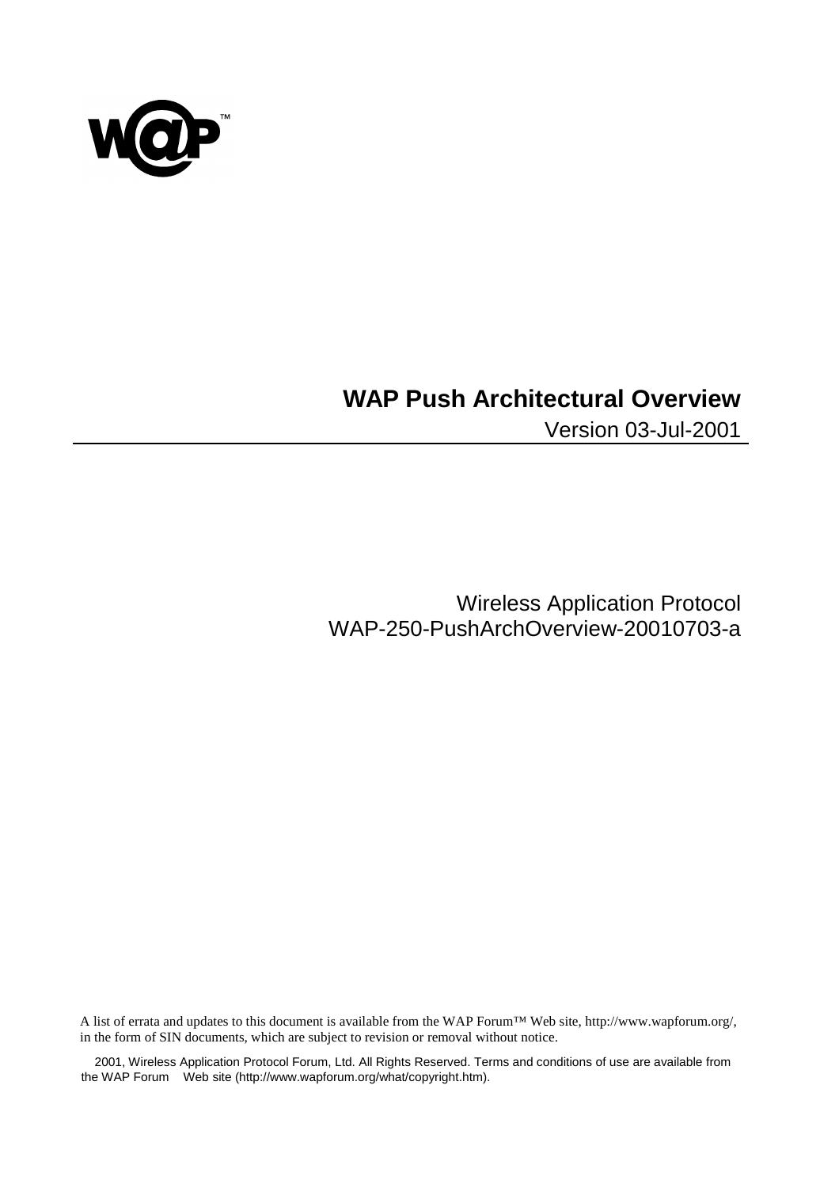# WAP Push Architectural Overview

Version 03-Jul-2001

Wireless Application Protocol
WAP-250-PushArchOverview-20010703-a

A list of errata and updates to this document is available from the WAP Forum™ Web site, http://www.wapforum.org/, in the form of SIN documents, which are subject to revision or removal without notice.

2001, Wireless Application Protocol Forum, Ltd. All Rights Reserved. Terms and conditions of use are available from the WAP Forum Web site (http://www.wapforum.org/what/copyright.htm).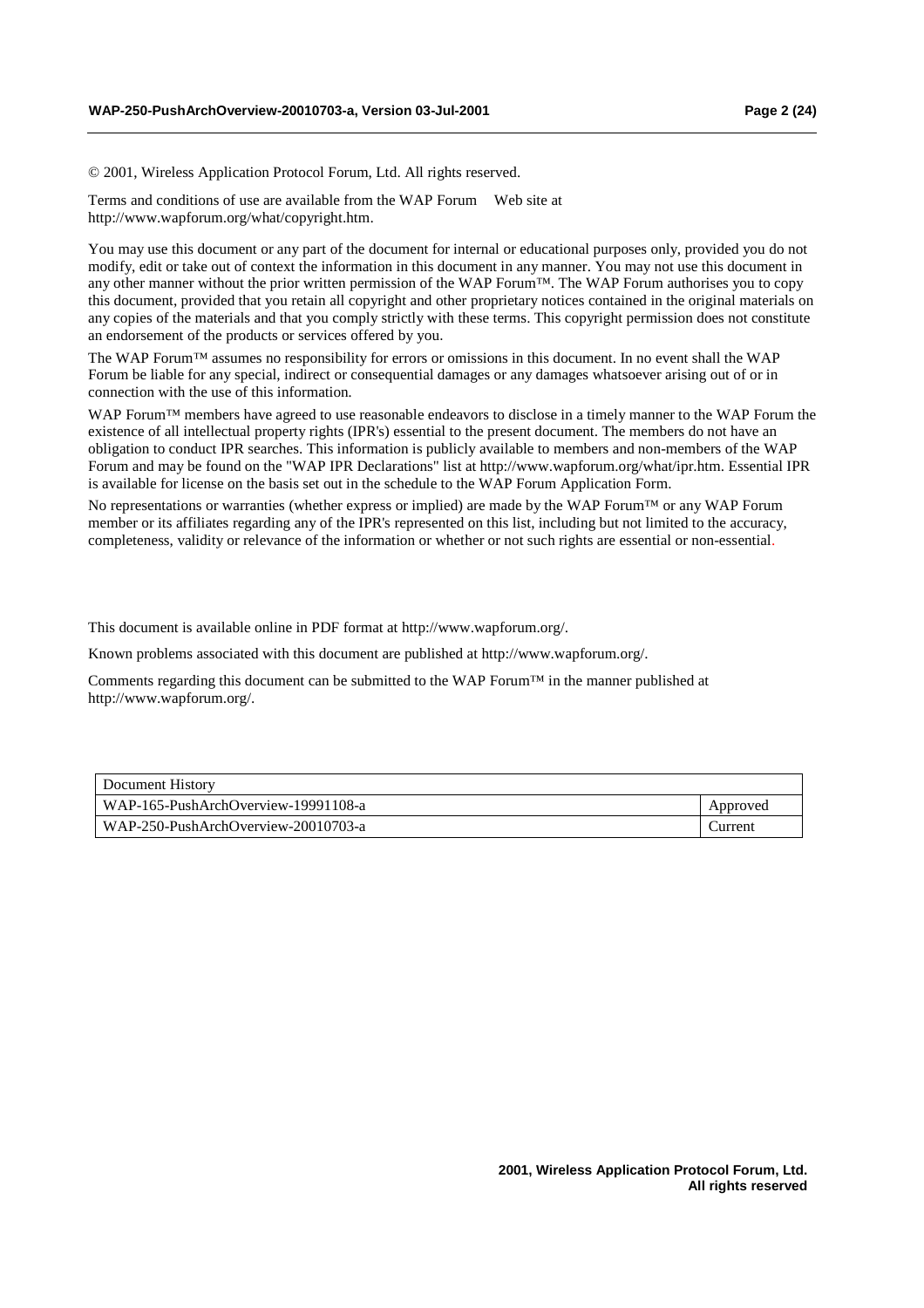© 2001, Wireless Application Protocol Forum, Ltd. All rights reserved.

Terms and conditions of use are available from the WAP Forum Web site at http://www.wapforum.org/what/copyright.htm.

You may use this document or any part of the document for internal or educational purposes only, provided you do not modify, edit or take out of context the information in this document in any manner. You may not use this document in any other manner without the prior written permission of the WAP Forum™. The WAP Forum authorises you to copy this document, provided that you retain all copyright and other proprietary notices contained in the original materials on any copies of the materials and that you comply strictly with these terms. This copyright permission does not constitute an endorsement of the products or services offered by you.

The WAP Forum™ assumes no responsibility for errors or omissions in this document. In no event shall the WAP Forum be liable for any special, indirect or consequential damages or any damages whatsoever arising out of or in connection with the use of this information.

WAP Forum™ members have agreed to use reasonable endeavors to disclose in a timely manner to the WAP Forum the existence of all intellectual property rights (IPR's) essential to the present document. The members do not have an obligation to conduct IPR searches. This information is publicly available to members and non-members of the WAP Forum and may be found on the "WAP IPR Declarations" list at http://www.wapforum.org/what/ipr.htm. Essential IPR is available for license on the basis set out in the schedule to the WAP Forum Application Form.

No representations or warranties (whether express or implied) are made by the WAP Forum™ or any WAP Forum member or its affiliates regarding any of the IPR's represented on this list, including but not limited to the accuracy, completeness, validity or relevance of the information or whether or not such rights are essential or non-essential.

This document is available online in PDF format at http://www.wapforum.org/.

Known problems associated with this document are published at http://www.wapforum.org/.

Comments regarding this document can be submitted to the WAP Forum™ in the manner published at http://www.wapforum.org/.

| Document History | |
|---|---|
| WAP-165-PushArchOverview-19991108-a | Approved |
| WAP-250-PushArchOverview-20010703-a | Current |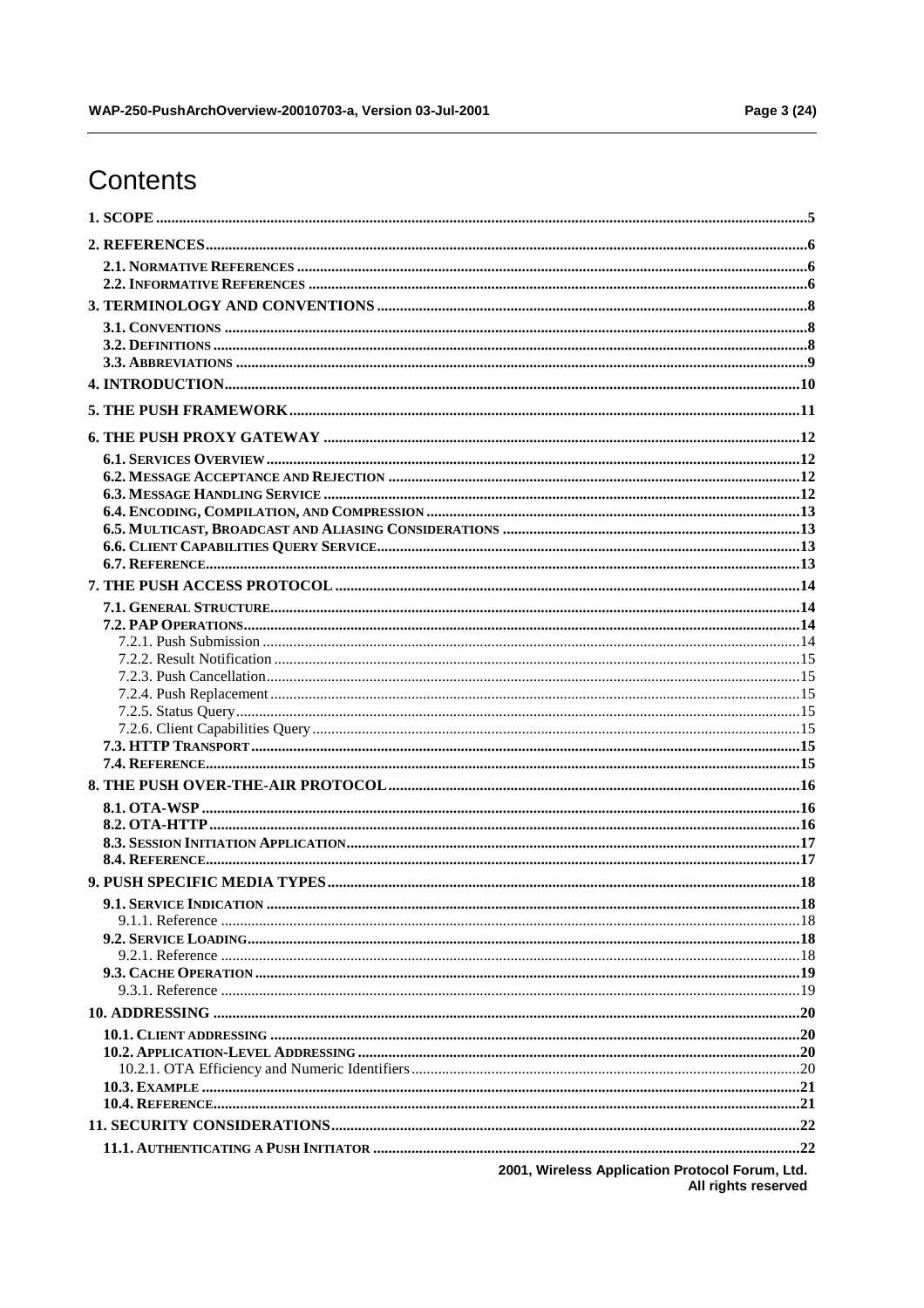# Contents

1. SCOPE ....................................................................................................................................................5

2. REFERENCES........................................................................................................................................6

- 2.1. NORMATIVE REFERENCES ....................................................................................................................6
- 2.2. INFORMATIVE REFERENCES ..................................................................................................................6

3. TERMINOLOGY AND CONVENTIONS ...........................................................................................8

- 3.1. CONVENTIONS ......................................................................................................................................8
- 3.2. DEFINITIONS .........................................................................................................................................8
- 3.3. ABBREVIATIONS ....................................................................................................................................9

4. INTRODUCTION..................................................................................................................................10

5. THE PUSH FRAMEWORK..................................................................................................................11

6. THE PUSH PROXY GATEWAY ........................................................................................................12

- 6.1. SERVICES OVERVIEW ...........................................................................................................................12
- 6.2. MESSAGE ACCEPTANCE AND REJECTION ............................................................................................12
- 6.3. MESSAGE HANDLING SERVICE ............................................................................................................12
- 6.4. ENCODING, COMPILATION, AND COMPRESSION ...................................................................................13
- 6.5. MULTICAST, BROADCAST AND ALIASING CONSIDERATIONS ...............................................................13
- 6.6. CLIENT CAPABILITIES QUERY SERVICE...............................................................................................13
- 6.7. REFERENCE...........................................................................................................................................13

7. THE PUSH ACCESS PROTOCOL .....................................................................................................14

- 7.1. GENERAL STRUCTURE.........................................................................................................................14
- 7.2. PAP OPERATIONS................................................................................................................................14
  - 7.2.1. Push Submission ............................................................................................................................14
  - 7.2.2. Result Notification .........................................................................................................................15
  - 7.2.3. Push Cancellation...........................................................................................................................15
  - 7.2.4. Push Replacement ..........................................................................................................................15
  - 7.2.5. Status Query...................................................................................................................................15
  - 7.2.6. Client Capabilities Query ...............................................................................................................15
- 7.3. HTTP TRANSPORT ..............................................................................................................................15
- 7.4. REFERENCE..........................................................................................................................................15

8. THE PUSH OVER-THE-AIR PROTOCOL.......................................................................................16

- 8.1. OTA-WSP ............................................................................................................................................16
- 8.2. OTA-HTTP ..........................................................................................................................................16
- 8.3. SESSION INITIATION APPLICATION......................................................................................................17
- 8.4. REFERENCE..........................................................................................................................................17

9. PUSH SPECIFIC MEDIA TYPES.......................................................................................................18

- 9.1. SERVICE INDICATION ...........................................................................................................................18
  - 9.1.1. Reference .......................................................................................................................................18
- 9.2. SERVICE LOADING...............................................................................................................................18
  - 9.2.1. Reference .......................................................................................................................................18
- 9.3. CACHE OPERATION .............................................................................................................................19
  - 9.3.1. Reference .......................................................................................................................................19

10. ADDRESSING .....................................................................................................................................20

- 10.1. CLIENT ADDRESSING .........................................................................................................................20
- 10.2. APPLICATION-LEVEL ADDRESSING ...................................................................................................20
  - 10.2.1. OTA Efficiency and Numeric Identifiers......................................................................................20
- 10.3. EXAMPLE ...........................................................................................................................................21
- 10.4. REFERENCE........................................................................................................................................21

11. SECURITY CONSIDERATIONS......................................................................................................22

- 11.1. AUTHENTICATING A PUSH INITIATOR ...............................................................................................22

2001, Wireless Application Protocol Forum, Ltd.
All rights reserved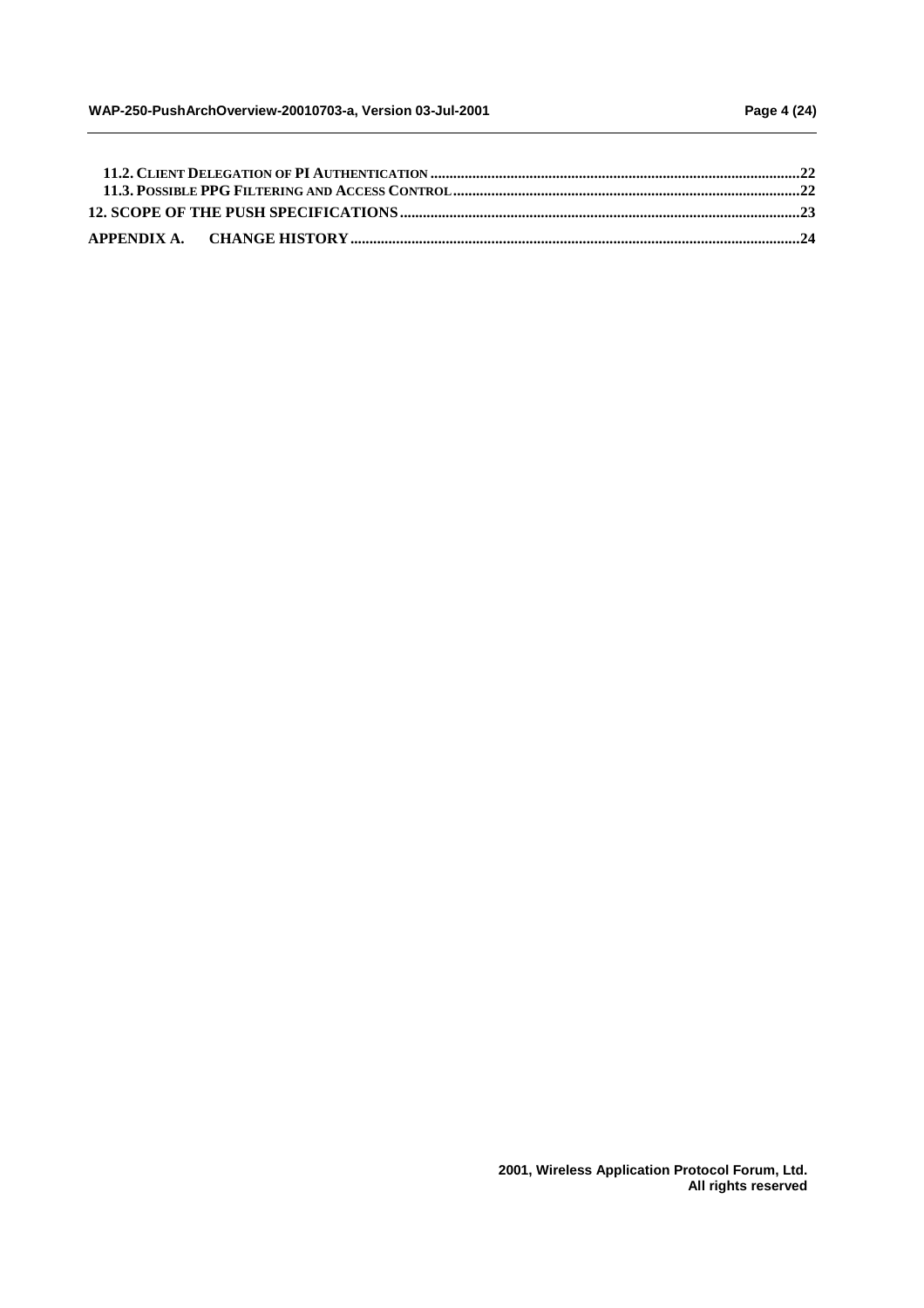11.2. CLIENT DELEGATION OF PI AUTHENTICATION ....................................................................................................22
11.3. POSSIBLE PPG FILTERING AND ACCESS CONTROL..............................................................................................22

12. SCOPE OF THE PUSH SPECIFICATIONS.............................................................................................................23

APPENDIX A. CHANGE HISTORY .............................................................................................................................24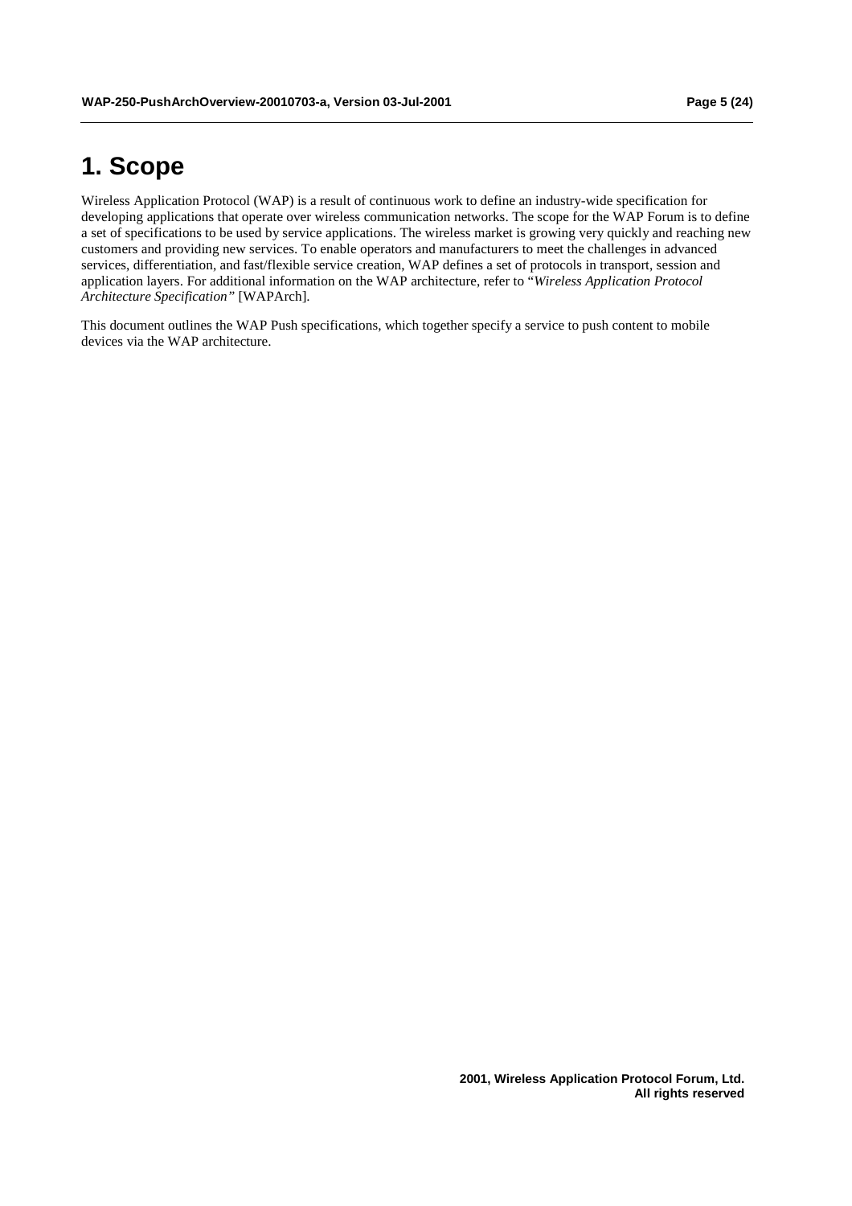# 1. Scope

Wireless Application Protocol (WAP) is a result of continuous work to define an industry-wide specification for developing applications that operate over wireless communication networks. The scope for the WAP Forum is to define a set of specifications to be used by service applications. The wireless market is growing very quickly and reaching new customers and providing new services. To enable operators and manufacturers to meet the challenges in advanced services, differentiation, and fast/flexible service creation, WAP defines a set of protocols in transport, session and application layers. For additional information on the WAP architecture, refer to "*Wireless Application Protocol Architecture Specification"* [WAPArch].

This document outlines the WAP Push specifications, which together specify a service to push content to mobile devices via the WAP architecture.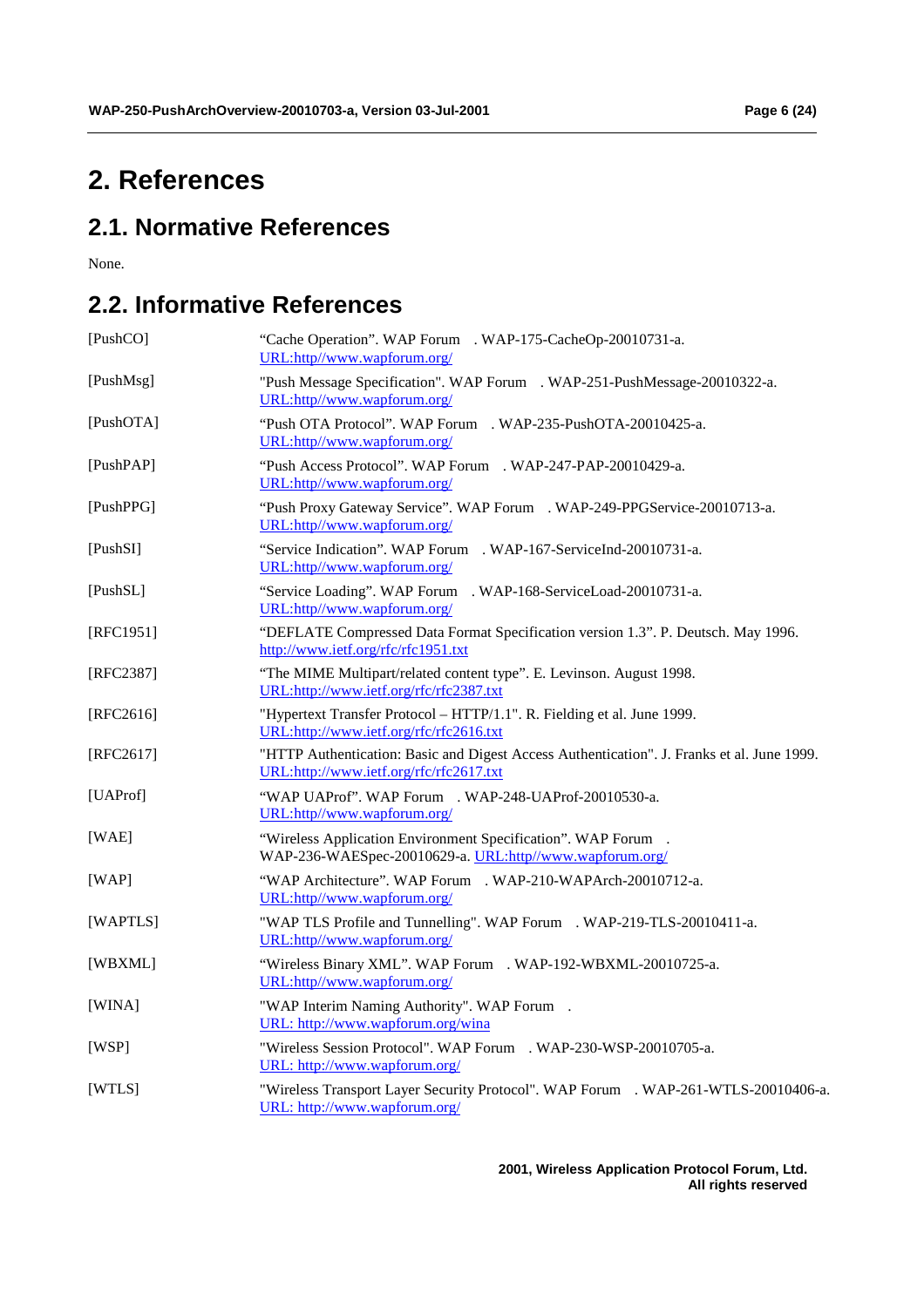# 2. References

## 2.1. Normative References

None.

## 2.2. Informative References

| | |
|---|---|
| [PushCO] | "Cache Operation". WAP Forum . WAP-175-CacheOp-20010731-a. URL:http//www.wapforum.org/ |
| [PushMsg] | "Push Message Specification". WAP Forum . WAP-251-PushMessage-20010322-a. URL:http//www.wapforum.org/ |
| [PushOTA] | "Push OTA Protocol". WAP Forum . WAP-235-PushOTA-20010425-a. URL:http//www.wapforum.org/ |
| [PushPAP] | "Push Access Protocol". WAP Forum . WAP-247-PAP-20010429-a. URL:http//www.wapforum.org/ |
| [PushPPG] | "Push Proxy Gateway Service". WAP Forum . WAP-249-PPGService-20010713-a. URL:http//www.wapforum.org/ |
| [PushSI] | "Service Indication". WAP Forum . WAP-167-ServiceInd-20010731-a. URL:http//www.wapforum.org/ |
| [PushSL] | "Service Loading". WAP Forum . WAP-168-ServiceLoad-20010731-a. URL:http//www.wapforum.org/ |
| [RFC1951] | "DEFLATE Compressed Data Format Specification version 1.3". P. Deutsch. May 1996. http://www.ietf.org/rfc/rfc1951.txt |
| [RFC2387] | "The MIME Multipart/related content type". E. Levinson. August 1998. URL:http://www.ietf.org/rfc/rfc2387.txt |
| [RFC2616] | "Hypertext Transfer Protocol – HTTP/1.1". R. Fielding et al. June 1999. URL:http://www.ietf.org/rfc/rfc2616.txt |
| [RFC2617] | "HTTP Authentication: Basic and Digest Access Authentication". J. Franks et al. June 1999. URL:http://www.ietf.org/rfc/rfc2617.txt |
| [UAProf] | "WAP UAProf". WAP Forum . WAP-248-UAProf-20010530-a. URL:http//www.wapforum.org/ |
| [WAE] | "Wireless Application Environment Specification". WAP Forum . WAP-236-WAESpec-20010629-a. URL:http//www.wapforum.org/ |
| [WAP] | "WAP Architecture". WAP Forum . WAP-210-WAPArch-20010712-a. URL:http//www.wapforum.org/ |
| [WAPTLS] | "WAP TLS Profile and Tunnelling". WAP Forum . WAP-219-TLS-20010411-a. URL:http//www.wapforum.org/ |
| [WBXML] | "Wireless Binary XML". WAP Forum . WAP-192-WBXML-20010725-a. URL:http//www.wapforum.org/ |
| [WINA] | "WAP Interim Naming Authority". WAP Forum . URL: http://www.wapforum.org/wina |
| [WSP] | "Wireless Session Protocol". WAP Forum . WAP-230-WSP-20010705-a. URL: http://www.wapforum.org/ |
| [WTLS] | "Wireless Transport Layer Security Protocol". WAP Forum . WAP-261-WTLS-20010406-a. URL: http://www.wapforum.org/ |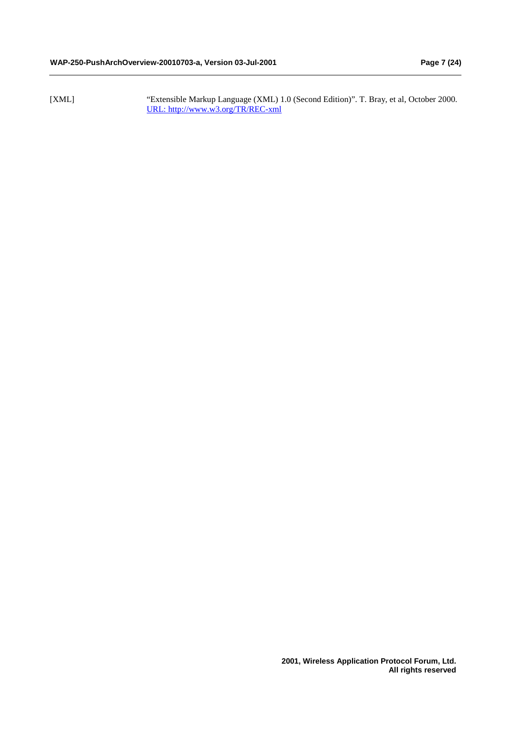[XML] "Extensible Markup Language (XML) 1.0 (Second Edition)". T. Bray, et al, October 2000. URL: http://www.w3.org/TR/REC-xml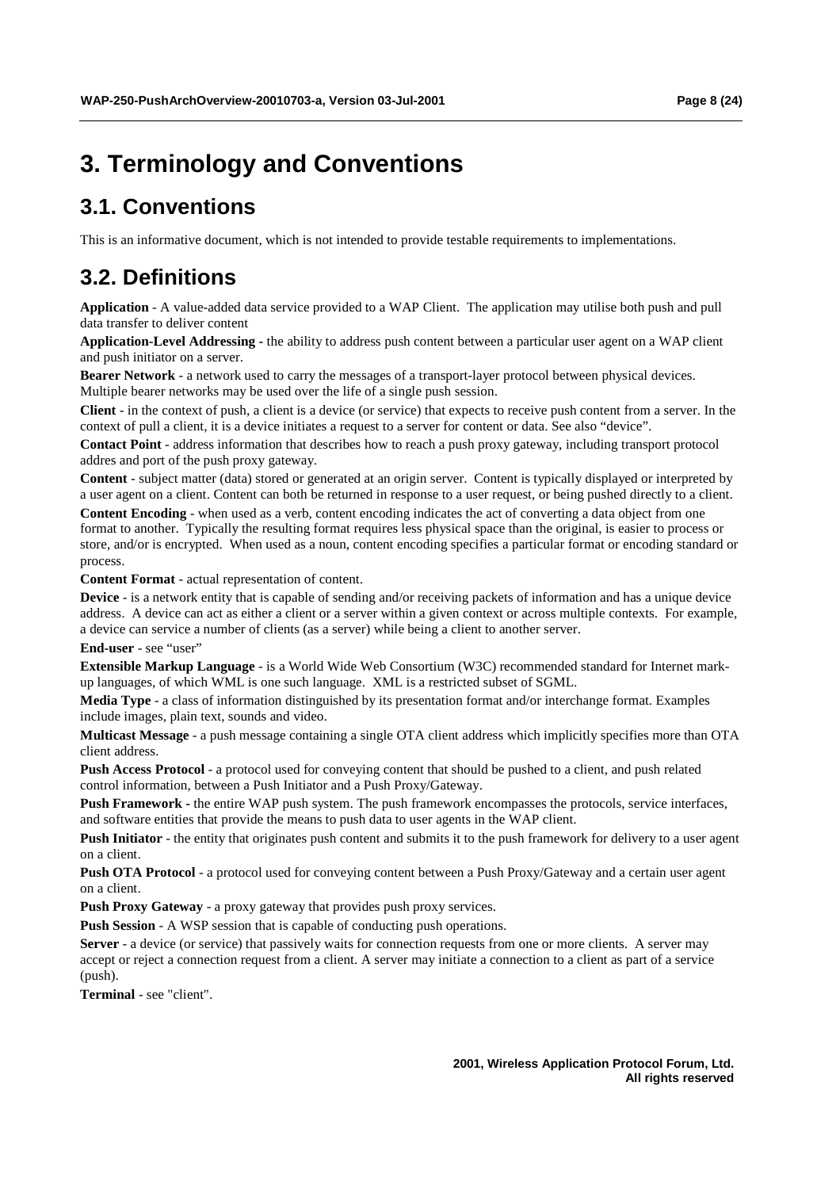# 3. Terminology and Conventions

## 3.1. Conventions

This is an informative document, which is not intended to provide testable requirements to implementations.

## 3.2. Definitions

**Application** - A value-added data service provided to a WAP Client. The application may utilise both push and pull data transfer to deliver content

**Application-Level Addressing** - the ability to address push content between a particular user agent on a WAP client and push initiator on a server.

**Bearer Network** - a network used to carry the messages of a transport-layer protocol between physical devices. Multiple bearer networks may be used over the life of a single push session.

**Client** - in the context of push, a client is a device (or service) that expects to receive push content from a server. In the context of pull a client, it is a device initiates a request to a server for content or data. See also "device".

**Contact Point** - address information that describes how to reach a push proxy gateway, including transport protocol addres and port of the push proxy gateway.

**Content** - subject matter (data) stored or generated at an origin server. Content is typically displayed or interpreted by a user agent on a client. Content can both be returned in response to a user request, or being pushed directly to a client.

**Content Encoding** - when used as a verb, content encoding indicates the act of converting a data object from one format to another. Typically the resulting format requires less physical space than the original, is easier to process or store, and/or is encrypted. When used as a noun, content encoding specifies a particular format or encoding standard or process.

**Content Format** - actual representation of content.

**Device** - is a network entity that is capable of sending and/or receiving packets of information and has a unique device address. A device can act as either a client or a server within a given context or across multiple contexts. For example, a device can service a number of clients (as a server) while being a client to another server.

**End-user** - see "user"

**Extensible Markup Language** - is a World Wide Web Consortium (W3C) recommended standard for Internet mark-up languages, of which WML is one such language. XML is a restricted subset of SGML.

**Media Type** - a class of information distinguished by its presentation format and/or interchange format. Examples include images, plain text, sounds and video.

**Multicast Message** - a push message containing a single OTA client address which implicitly specifies more than OTA client address.

**Push Access Protocol** - a protocol used for conveying content that should be pushed to a client, and push related control information, between a Push Initiator and a Push Proxy/Gateway.

**Push Framework** - the entire WAP push system. The push framework encompasses the protocols, service interfaces, and software entities that provide the means to push data to user agents in the WAP client.

**Push Initiator** - the entity that originates push content and submits it to the push framework for delivery to a user agent on a client.

**Push OTA Protocol** - a protocol used for conveying content between a Push Proxy/Gateway and a certain user agent on a client.

**Push Proxy Gateway** - a proxy gateway that provides push proxy services.

**Push Session** - A WSP session that is capable of conducting push operations.

**Server** - a device (or service) that passively waits for connection requests from one or more clients. A server may accept or reject a connection request from a client. A server may initiate a connection to a client as part of a service (push).

**Terminal** - see "client".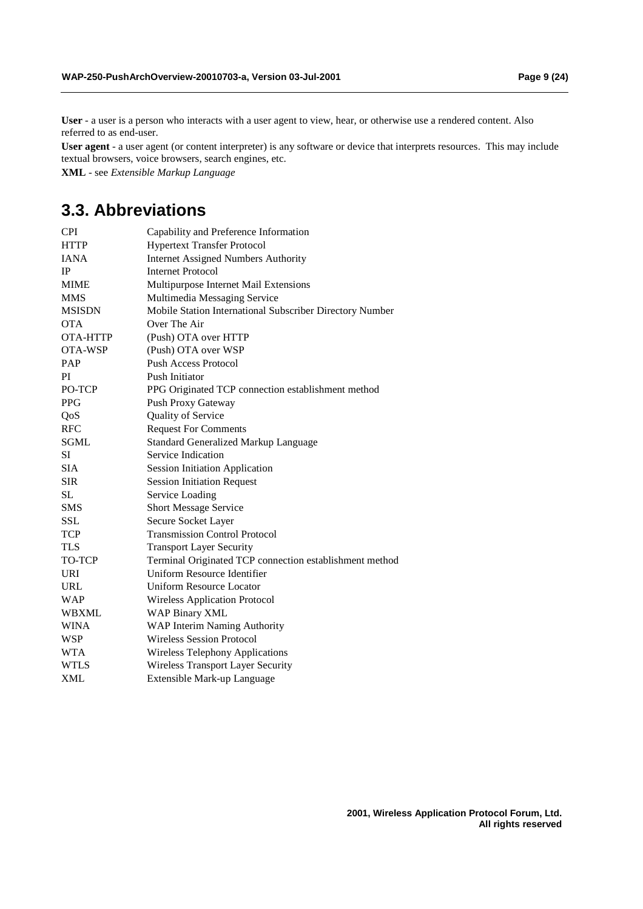**User** - a user is a person who interacts with a user agent to view, hear, or otherwise use a rendered content. Also referred to as end-user.

**User agent** - a user agent (or content interpreter) is any software or device that interprets resources. This may include textual browsers, voice browsers, search engines, etc.

**XML** - see *Extensible Markup Language*

## 3.3. Abbreviations

| | |
|---|---|
| CPI | Capability and Preference Information |
| HTTP | Hypertext Transfer Protocol |
| IANA | Internet Assigned Numbers Authority |
| IP | Internet Protocol |
| MIME | Multipurpose Internet Mail Extensions |
| MMS | Multimedia Messaging Service |
| MSISDN | Mobile Station International Subscriber Directory Number |
| OTA | Over The Air |
| OTA-HTTP | (Push) OTA over HTTP |
| OTA-WSP | (Push) OTA over WSP |
| PAP | Push Access Protocol |
| PI | Push Initiator |
| PO-TCP | PPG Originated TCP connection establishment method |
| PPG | Push Proxy Gateway |
| QoS | Quality of Service |
| RFC | Request For Comments |
| SGML | Standard Generalized Markup Language |
| SI | Service Indication |
| SIA | Session Initiation Application |
| SIR | Session Initiation Request |
| SL | Service Loading |
| SMS | Short Message Service |
| SSL | Secure Socket Layer |
| TCP | Transmission Control Protocol |
| TLS | Transport Layer Security |
| TO-TCP | Terminal Originated TCP connection establishment method |
| URI | Uniform Resource Identifier |
| URL | Uniform Resource Locator |
| WAP | Wireless Application Protocol |
| WBXML | WAP Binary XML |
| WINA | WAP Interim Naming Authority |
| WSP | Wireless Session Protocol |
| WTA | Wireless Telephony Applications |
| WTLS | Wireless Transport Layer Security |
| XML | Extensible Mark-up Language |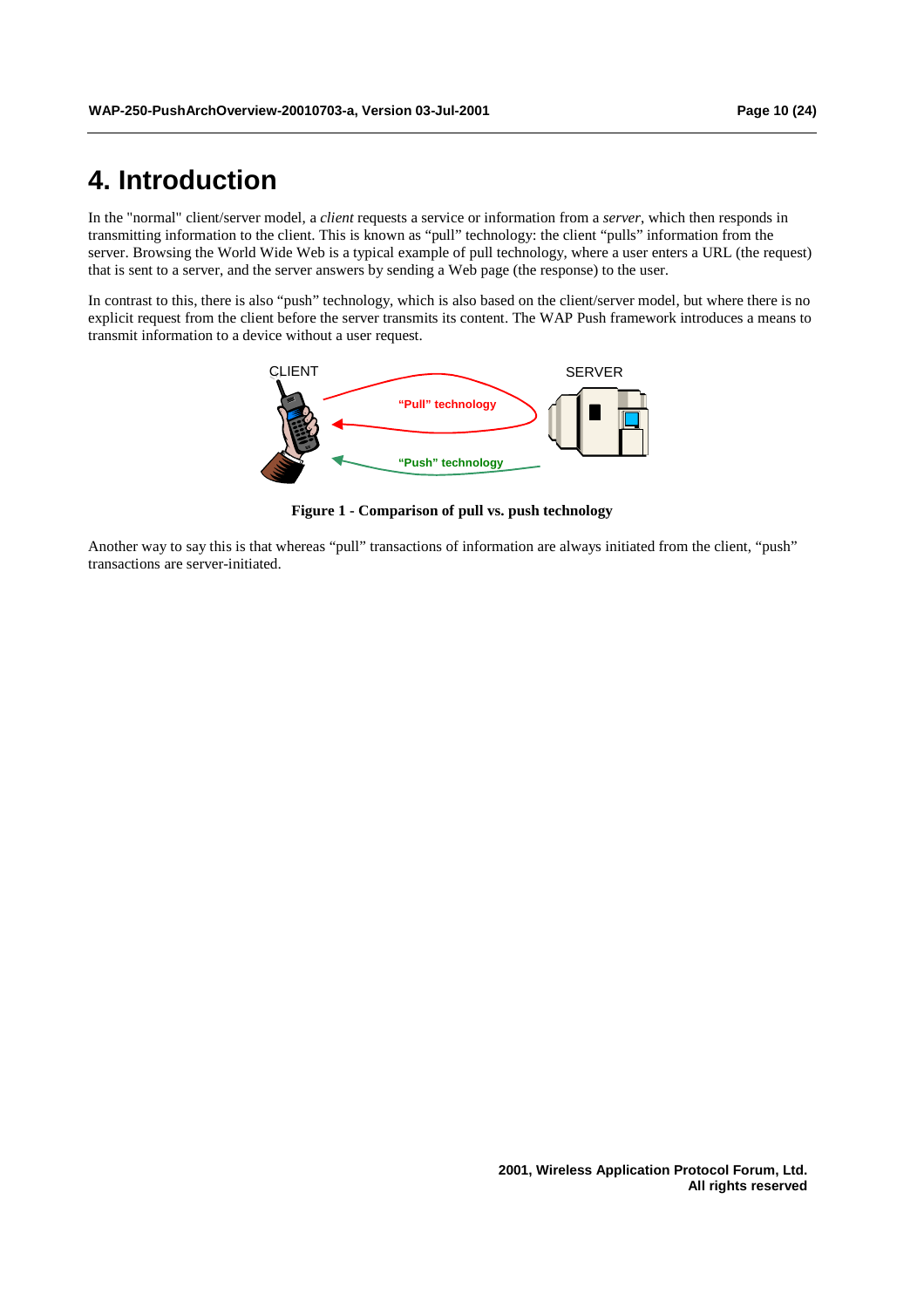# 4. Introduction

In the "normal" client/server model, a *client* requests a service or information from a *server*, which then responds in transmitting information to the client. This is known as "pull" technology: the client "pulls" information from the server. Browsing the World Wide Web is a typical example of pull technology, where a user enters a URL (the request) that is sent to a server, and the server answers by sending a Web page (the response) to the user.

In contrast to this, there is also "push" technology, which is also based on the client/server model, but where there is no explicit request from the client before the server transmits its content. The WAP Push framework introduces a means to transmit information to a device without a user request.

**Figure 1 - Comparison of pull vs. push technology**

Another way to say this is that whereas "pull" transactions of information are always initiated from the client, "push" transactions are server-initiated.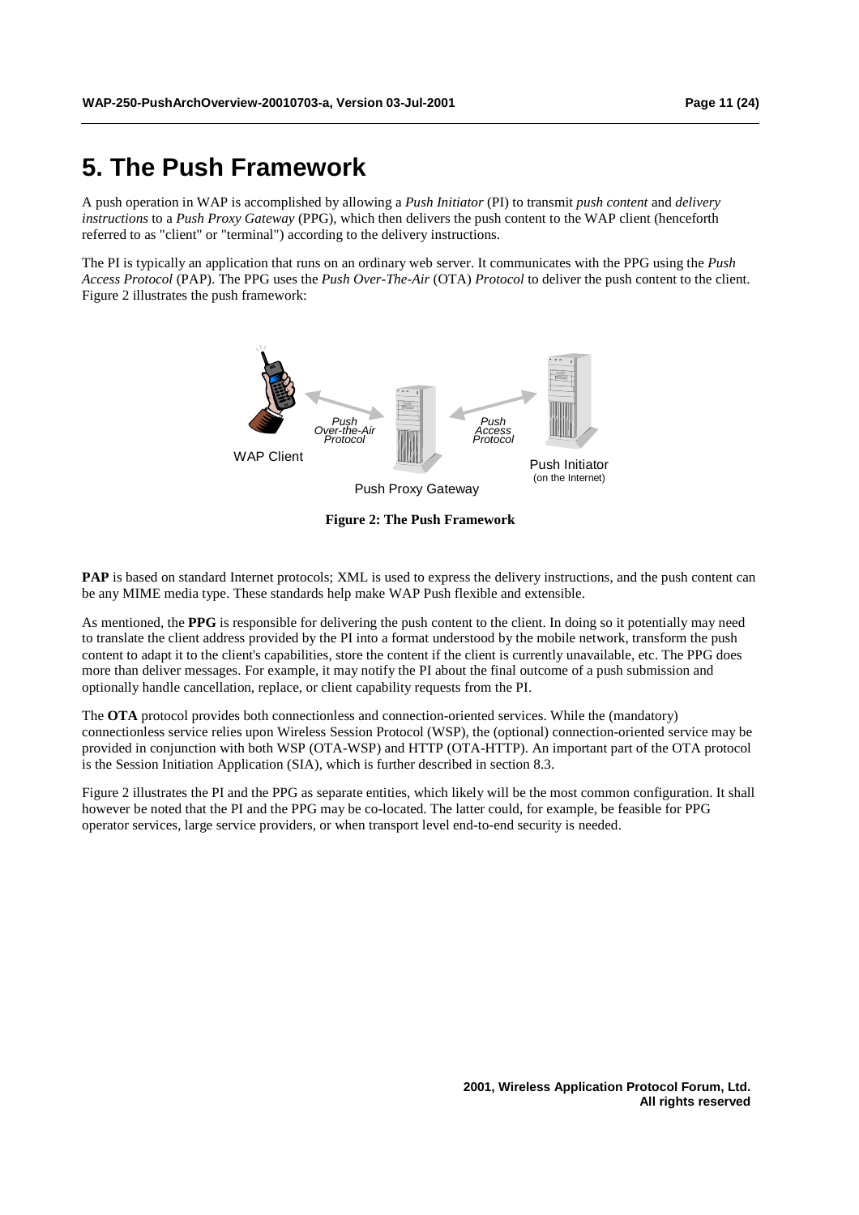# 5. The Push Framework

A push operation in WAP is accomplished by allowing a *Push Initiator* (PI) to transmit *push content* and *delivery instructions* to a *Push Proxy Gateway* (PPG), which then delivers the push content to the WAP client (henceforth referred to as "client" or "terminal") according to the delivery instructions.

The PI is typically an application that runs on an ordinary web server. It communicates with the PPG using the *Push Access Protocol* (PAP). The PPG uses the *Push Over-The-Air* (OTA) *Protocol* to deliver the push content to the client. Figure 2 illustrates the push framework:

**Figure 2: The Push Framework**

**PAP** is based on standard Internet protocols; XML is used to express the delivery instructions, and the push content can be any MIME media type. These standards help make WAP Push flexible and extensible.

As mentioned, the **PPG** is responsible for delivering the push content to the client. In doing so it potentially may need to translate the client address provided by the PI into a format understood by the mobile network, transform the push content to adapt it to the client's capabilities, store the content if the client is currently unavailable, etc. The PPG does more than deliver messages. For example, it may notify the PI about the final outcome of a push submission and optionally handle cancellation, replace, or client capability requests from the PI.

The **OTA** protocol provides both connectionless and connection-oriented services. While the (mandatory) connectionless service relies upon Wireless Session Protocol (WSP), the (optional) connection-oriented service may be provided in conjunction with both WSP (OTA-WSP) and HTTP (OTA-HTTP). An important part of the OTA protocol is the Session Initiation Application (SIA), which is further described in section 8.3.

Figure 2 illustrates the PI and the PPG as separate entities, which likely will be the most common configuration. It shall however be noted that the PI and the PPG may be co-located. The latter could, for example, be feasible for PPG operator services, large service providers, or when transport level end-to-end security is needed.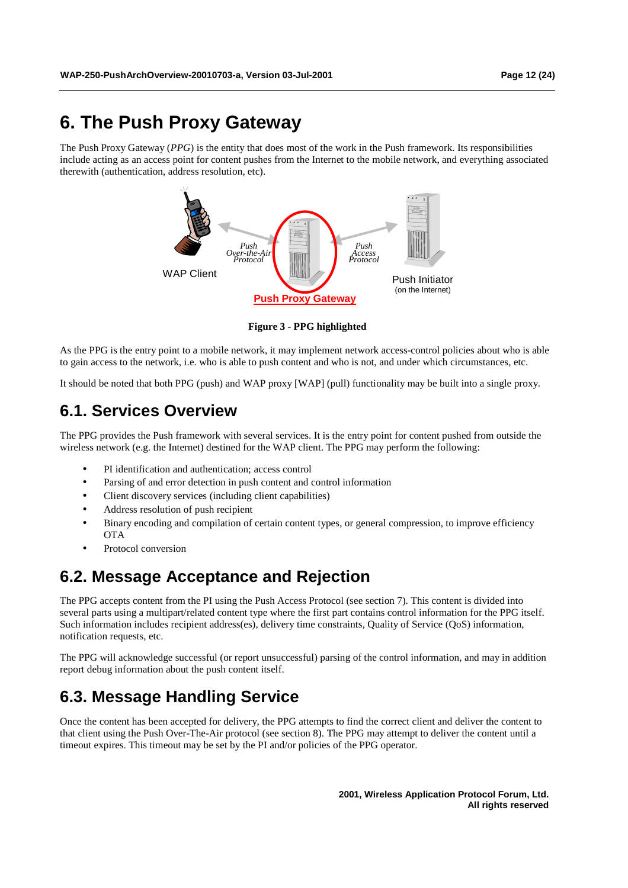# 6. The Push Proxy Gateway

The Push Proxy Gateway (*PPG*) is the entity that does most of the work in the Push framework. Its responsibilities include acting as an access point for content pushes from the Internet to the mobile network, and everything associated therewith (authentication, address resolution, etc).

**Figure 3 - PPG highlighted**

As the PPG is the entry point to a mobile network, it may implement network access-control policies about who is able to gain access to the network, i.e. who is able to push content and who is not, and under which circumstances, etc.

It should be noted that both PPG (push) and WAP proxy [WAP] (pull) functionality may be built into a single proxy.

## 6.1. Services Overview

The PPG provides the Push framework with several services. It is the entry point for content pushed from outside the wireless network (e.g. the Internet) destined for the WAP client. The PPG may perform the following:

- PI identification and authentication; access control
- Parsing of and error detection in push content and control information
- Client discovery services (including client capabilities)
- Address resolution of push recipient
- Binary encoding and compilation of certain content types, or general compression, to improve efficiency OTA
- Protocol conversion

## 6.2. Message Acceptance and Rejection

The PPG accepts content from the PI using the Push Access Protocol (see section 7). This content is divided into several parts using a multipart/related content type where the first part contains control information for the PPG itself. Such information includes recipient address(es), delivery time constraints, Quality of Service (QoS) information, notification requests, etc.

The PPG will acknowledge successful (or report unsuccessful) parsing of the control information, and may in addition report debug information about the push content itself.

## 6.3. Message Handling Service

Once the content has been accepted for delivery, the PPG attempts to find the correct client and deliver the content to that client using the Push Over-The-Air protocol (see section 8). The PPG may attempt to deliver the content until a timeout expires. This timeout may be set by the PI and/or policies of the PPG operator.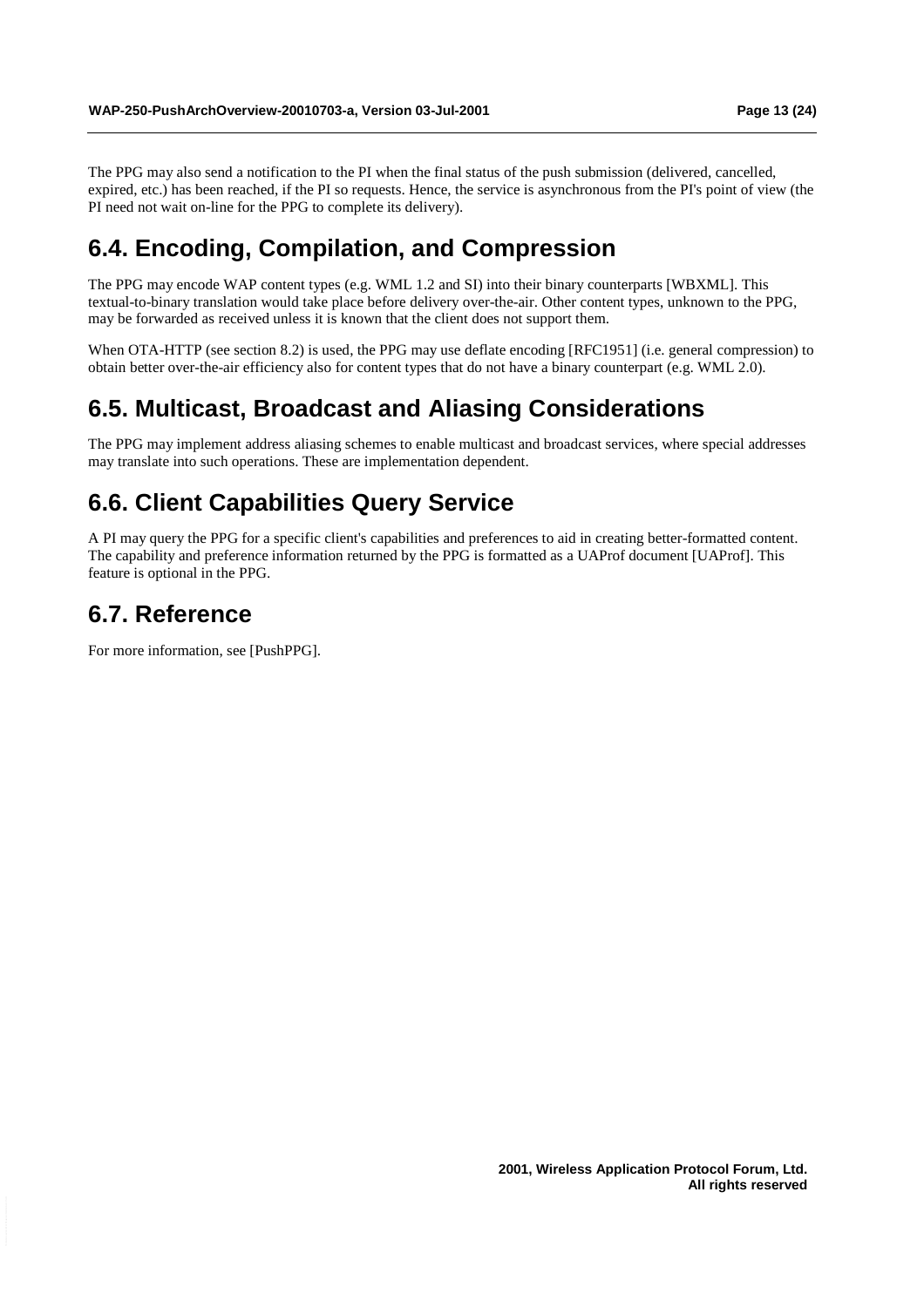The PPG may also send a notification to the PI when the final status of the push submission (delivered, cancelled, expired, etc.) has been reached, if the PI so requests. Hence, the service is asynchronous from the PI's point of view (the PI need not wait on-line for the PPG to complete its delivery).

## 6.4. Encoding, Compilation, and Compression

The PPG may encode WAP content types (e.g. WML 1.2 and SI) into their binary counterparts [WBXML]. This textual-to-binary translation would take place before delivery over-the-air. Other content types, unknown to the PPG, may be forwarded as received unless it is known that the client does not support them.

When OTA-HTTP (see section 8.2) is used, the PPG may use deflate encoding [RFC1951] (i.e. general compression) to obtain better over-the-air efficiency also for content types that do not have a binary counterpart (e.g. WML 2.0).

## 6.5. Multicast, Broadcast and Aliasing Considerations

The PPG may implement address aliasing schemes to enable multicast and broadcast services, where special addresses may translate into such operations. These are implementation dependent.

## 6.6. Client Capabilities Query Service

A PI may query the PPG for a specific client's capabilities and preferences to aid in creating better-formatted content. The capability and preference information returned by the PPG is formatted as a UAProf document [UAProf]. This feature is optional in the PPG.

## 6.7. Reference

For more information, see [PushPPG].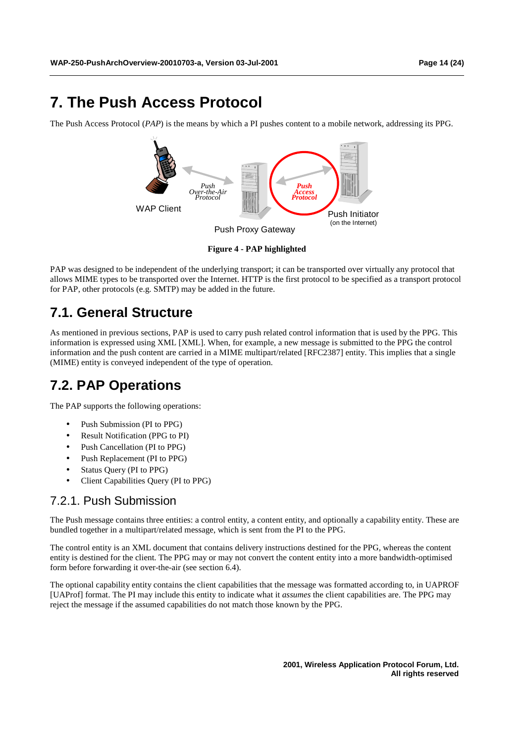# 7. The Push Access Protocol

The Push Access Protocol (*PAP*) is the means by which a PI pushes content to a mobile network, addressing its PPG.

**Figure 4 - PAP highlighted**

PAP was designed to be independent of the underlying transport; it can be transported over virtually any protocol that allows MIME types to be transported over the Internet. HTTP is the first protocol to be specified as a transport protocol for PAP, other protocols (e.g. SMTP) may be added in the future.

## 7.1. General Structure

As mentioned in previous sections, PAP is used to carry push related control information that is used by the PPG. This information is expressed using XML [XML]. When, for example, a new message is submitted to the PPG the control information and the push content are carried in a MIME multipart/related [RFC2387] entity. This implies that a single (MIME) entity is conveyed independent of the type of operation.

## 7.2. PAP Operations

The PAP supports the following operations:

- Push Submission (PI to PPG)
- Result Notification (PPG to PI)
- Push Cancellation (PI to PPG)
- Push Replacement (PI to PPG)
- Status Query (PI to PPG)
- Client Capabilities Query (PI to PPG)

### 7.2.1. Push Submission

The Push message contains three entities: a control entity, a content entity, and optionally a capability entity. These are bundled together in a multipart/related message, which is sent from the PI to the PPG.

The control entity is an XML document that contains delivery instructions destined for the PPG, whereas the content entity is destined for the client. The PPG may or may not convert the content entity into a more bandwidth-optimised form before forwarding it over-the-air (see section 6.4).

The optional capability entity contains the client capabilities that the message was formatted according to, in UAPROF [UAProf] format. The PI may include this entity to indicate what it *assumes* the client capabilities are. The PPG may reject the message if the assumed capabilities do not match those known by the PPG.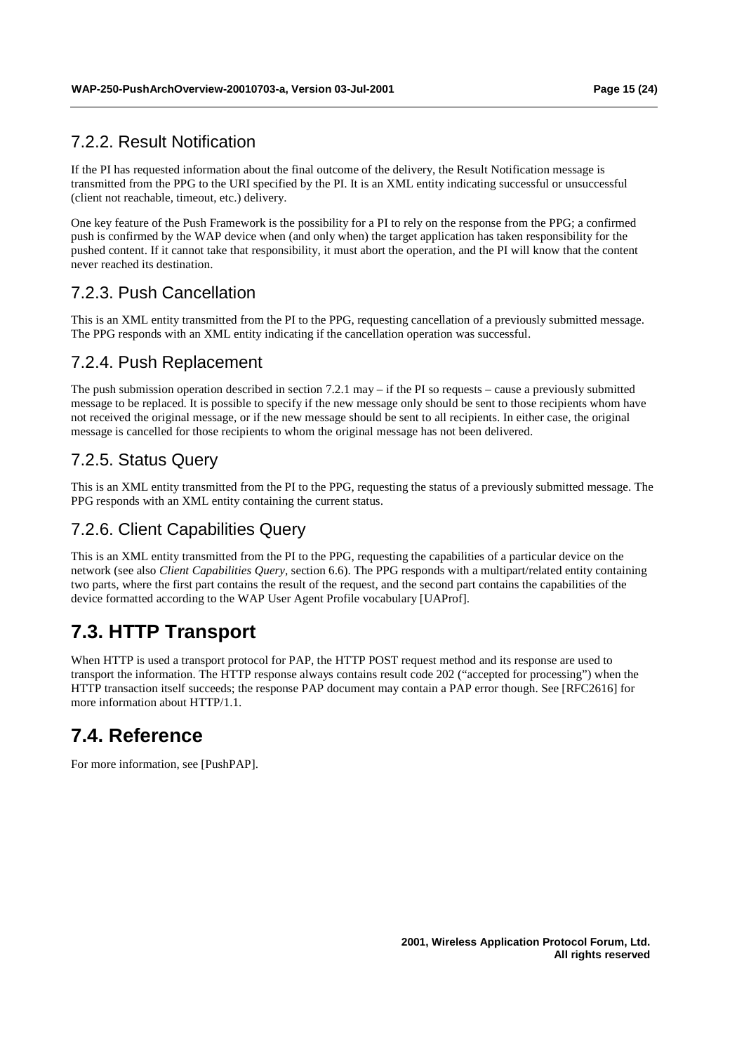### 7.2.2. Result Notification

If the PI has requested information about the final outcome of the delivery, the Result Notification message is transmitted from the PPG to the URI specified by the PI. It is an XML entity indicating successful or unsuccessful (client not reachable, timeout, etc.) delivery.

One key feature of the Push Framework is the possibility for a PI to rely on the response from the PPG; a confirmed push is confirmed by the WAP device when (and only when) the target application has taken responsibility for the pushed content. If it cannot take that responsibility, it must abort the operation, and the PI will know that the content never reached its destination.

### 7.2.3. Push Cancellation

This is an XML entity transmitted from the PI to the PPG, requesting cancellation of a previously submitted message. The PPG responds with an XML entity indicating if the cancellation operation was successful.

### 7.2.4. Push Replacement

The push submission operation described in section 7.2.1 may – if the PI so requests – cause a previously submitted message to be replaced. It is possible to specify if the new message only should be sent to those recipients whom have not received the original message, or if the new message should be sent to all recipients. In either case, the original message is cancelled for those recipients to whom the original message has not been delivered.

### 7.2.5. Status Query

This is an XML entity transmitted from the PI to the PPG, requesting the status of a previously submitted message. The PPG responds with an XML entity containing the current status.

### 7.2.6. Client Capabilities Query

This is an XML entity transmitted from the PI to the PPG, requesting the capabilities of a particular device on the network (see also *Client Capabilities Query*, section 6.6). The PPG responds with a multipart/related entity containing two parts, where the first part contains the result of the request, and the second part contains the capabilities of the device formatted according to the WAP User Agent Profile vocabulary [UAProf].

## 7.3. HTTP Transport

When HTTP is used a transport protocol for PAP, the HTTP POST request method and its response are used to transport the information. The HTTP response always contains result code 202 ("accepted for processing") when the HTTP transaction itself succeeds; the response PAP document may contain a PAP error though. See [RFC2616] for more information about HTTP/1.1.

## 7.4. Reference

For more information, see [PushPAP].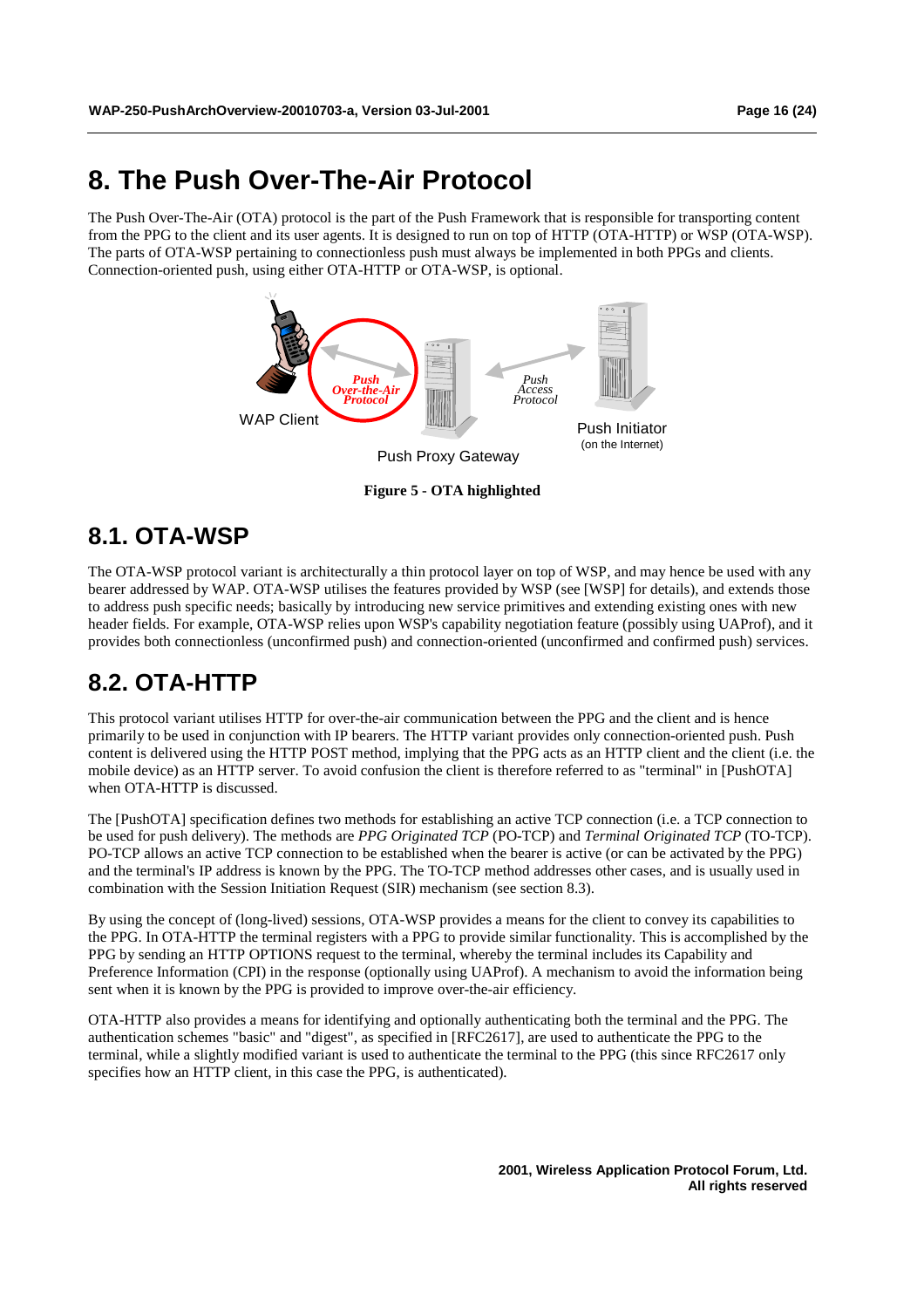# 8. The Push Over-The-Air Protocol

The Push Over-The-Air (OTA) protocol is the part of the Push Framework that is responsible for transporting content from the PPG to the client and its user agents. It is designed to run on top of HTTP (OTA-HTTP) or WSP (OTA-WSP). The parts of OTA-WSP pertaining to connectionless push must always be implemented in both PPGs and clients. Connection-oriented push, using either OTA-HTTP or OTA-WSP, is optional.

**Figure 5 - OTA highlighted**

## 8.1. OTA-WSP

The OTA-WSP protocol variant is architecturally a thin protocol layer on top of WSP, and may hence be used with any bearer addressed by WAP. OTA-WSP utilises the features provided by WSP (see [WSP] for details), and extends those to address push specific needs; basically by introducing new service primitives and extending existing ones with new header fields. For example, OTA-WSP relies upon WSP's capability negotiation feature (possibly using UAProf), and it provides both connectionless (unconfirmed push) and connection-oriented (unconfirmed and confirmed push) services.

## 8.2. OTA-HTTP

This protocol variant utilises HTTP for over-the-air communication between the PPG and the client and is hence primarily to be used in conjunction with IP bearers. The HTTP variant provides only connection-oriented push. Push content is delivered using the HTTP POST method, implying that the PPG acts as an HTTP client and the client (i.e. the mobile device) as an HTTP server. To avoid confusion the client is therefore referred to as "terminal" in [PushOTA] when OTA-HTTP is discussed.

The [PushOTA] specification defines two methods for establishing an active TCP connection (i.e. a TCP connection to be used for push delivery). The methods are *PPG Originated TCP* (PO-TCP) and *Terminal Originated TCP* (TO-TCP). PO-TCP allows an active TCP connection to be established when the bearer is active (or can be activated by the PPG) and the terminal's IP address is known by the PPG. The TO-TCP method addresses other cases, and is usually used in combination with the Session Initiation Request (SIR) mechanism (see section 8.3).

By using the concept of (long-lived) sessions, OTA-WSP provides a means for the client to convey its capabilities to the PPG. In OTA-HTTP the terminal registers with a PPG to provide similar functionality. This is accomplished by the PPG by sending an HTTP OPTIONS request to the terminal, whereby the terminal includes its Capability and Preference Information (CPI) in the response (optionally using UAProf). A mechanism to avoid the information being sent when it is known by the PPG is provided to improve over-the-air efficiency.

OTA-HTTP also provides a means for identifying and optionally authenticating both the terminal and the PPG. The authentication schemes "basic" and "digest", as specified in [RFC2617], are used to authenticate the PPG to the terminal, while a slightly modified variant is used to authenticate the terminal to the PPG (this since RFC2617 only specifies how an HTTP client, in this case the PPG, is authenticated).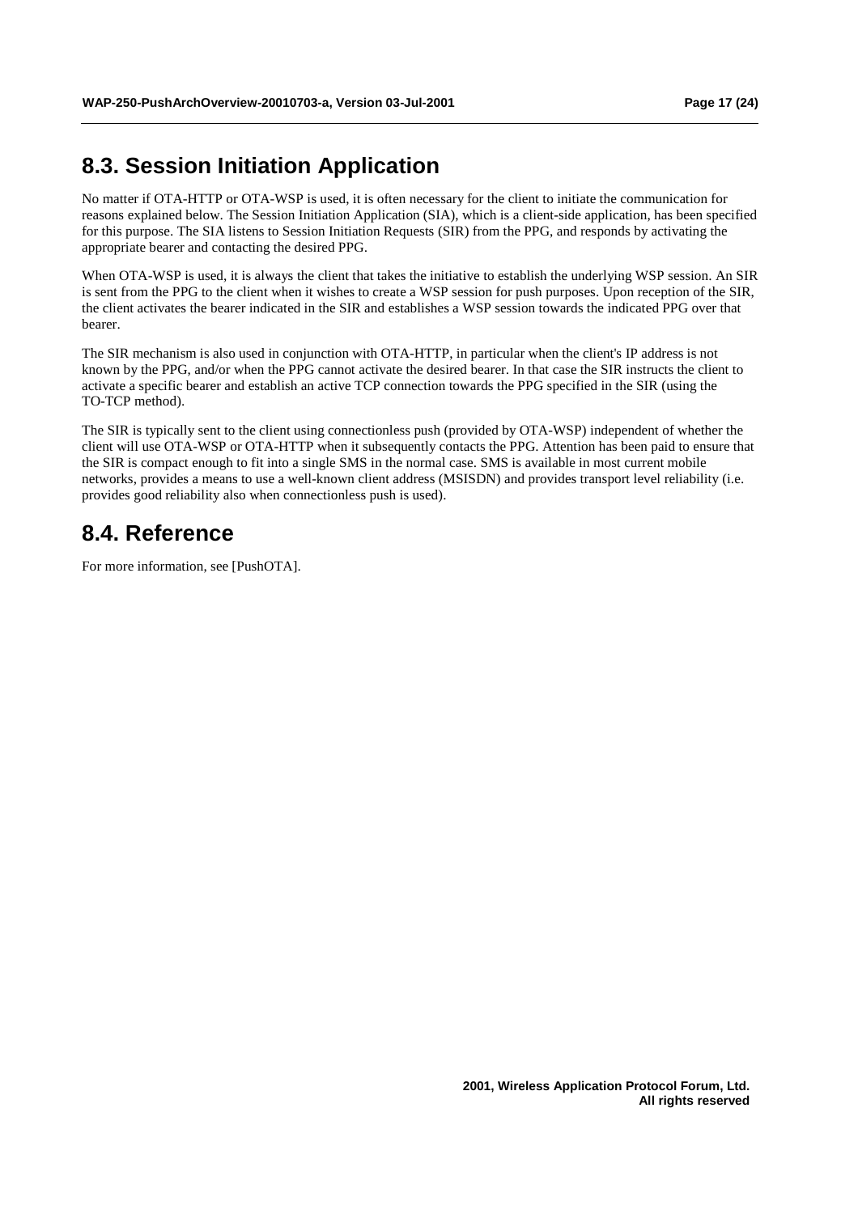## 8.3. Session Initiation Application

No matter if OTA-HTTP or OTA-WSP is used, it is often necessary for the client to initiate the communication for reasons explained below. The Session Initiation Application (SIA), which is a client-side application, has been specified for this purpose. The SIA listens to Session Initiation Requests (SIR) from the PPG, and responds by activating the appropriate bearer and contacting the desired PPG.

When OTA-WSP is used, it is always the client that takes the initiative to establish the underlying WSP session. An SIR is sent from the PPG to the client when it wishes to create a WSP session for push purposes. Upon reception of the SIR, the client activates the bearer indicated in the SIR and establishes a WSP session towards the indicated PPG over that bearer.

The SIR mechanism is also used in conjunction with OTA-HTTP, in particular when the client's IP address is not known by the PPG, and/or when the PPG cannot activate the desired bearer. In that case the SIR instructs the client to activate a specific bearer and establish an active TCP connection towards the PPG specified in the SIR (using the TO-TCP method).

The SIR is typically sent to the client using connectionless push (provided by OTA-WSP) independent of whether the client will use OTA-WSP or OTA-HTTP when it subsequently contacts the PPG. Attention has been paid to ensure that the SIR is compact enough to fit into a single SMS in the normal case. SMS is available in most current mobile networks, provides a means to use a well-known client address (MSISDN) and provides transport level reliability (i.e. provides good reliability also when connectionless push is used).

## 8.4. Reference

For more information, see [PushOTA].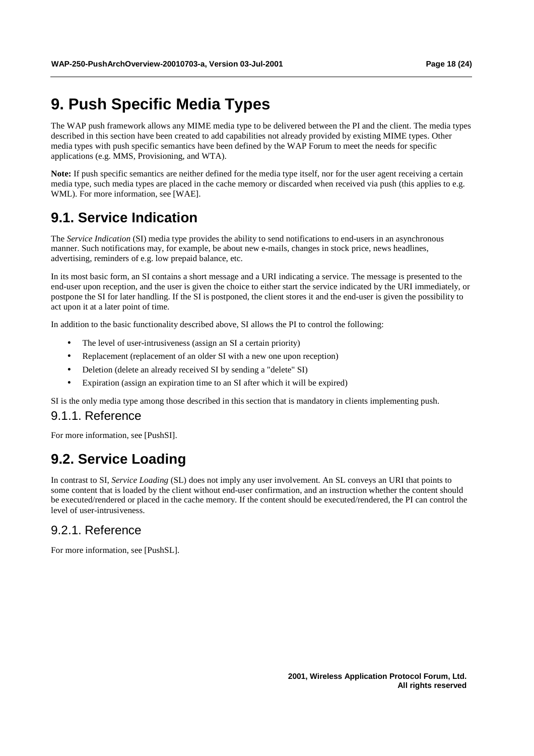# 9. Push Specific Media Types

The WAP push framework allows any MIME media type to be delivered between the PI and the client. The media types described in this section have been created to add capabilities not already provided by existing MIME types. Other media types with push specific semantics have been defined by the WAP Forum to meet the needs for specific applications (e.g. MMS, Provisioning, and WTA).

**Note:** If push specific semantics are neither defined for the media type itself, nor for the user agent receiving a certain media type, such media types are placed in the cache memory or discarded when received via push (this applies to e.g. WML). For more information, see [WAE].

## 9.1. Service Indication

The *Service Indication* (SI) media type provides the ability to send notifications to end-users in an asynchronous manner. Such notifications may, for example, be about new e-mails, changes in stock price, news headlines, advertising, reminders of e.g. low prepaid balance, etc.

In its most basic form, an SI contains a short message and a URI indicating a service. The message is presented to the end-user upon reception, and the user is given the choice to either start the service indicated by the URI immediately, or postpone the SI for later handling. If the SI is postponed, the client stores it and the end-user is given the possibility to act upon it at a later point of time.

In addition to the basic functionality described above, SI allows the PI to control the following:

- The level of user-intrusiveness (assign an SI a certain priority)
- Replacement (replacement of an older SI with a new one upon reception)
- Deletion (delete an already received SI by sending a "delete" SI)
- Expiration (assign an expiration time to an SI after which it will be expired)

SI is the only media type among those described in this section that is mandatory in clients implementing push.

### 9.1.1. Reference

For more information, see [PushSI].

## 9.2. Service Loading

In contrast to SI, *Service Loading* (SL) does not imply any user involvement. An SL conveys an URI that points to some content that is loaded by the client without end-user confirmation, and an instruction whether the content should be executed/rendered or placed in the cache memory. If the content should be executed/rendered, the PI can control the level of user-intrusiveness.

### 9.2.1. Reference

For more information, see [PushSL].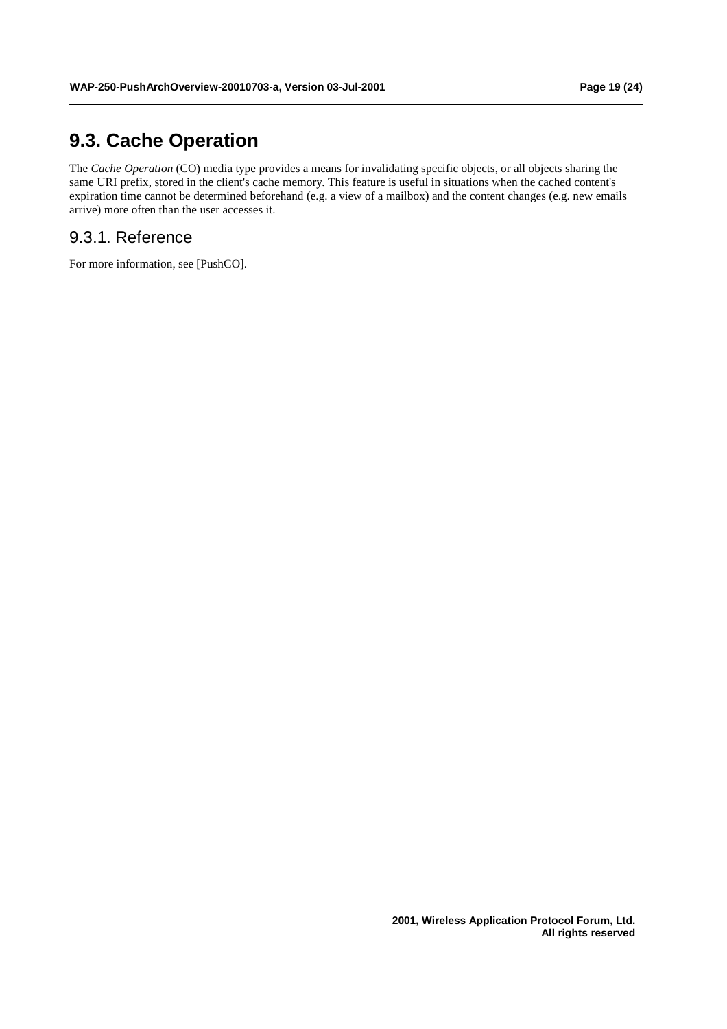## 9.3. Cache Operation

The *Cache Operation* (CO) media type provides a means for invalidating specific objects, or all objects sharing the same URI prefix, stored in the client's cache memory. This feature is useful in situations when the cached content's expiration time cannot be determined beforehand (e.g. a view of a mailbox) and the content changes (e.g. new emails arrive) more often than the user accesses it.

### 9.3.1. Reference

For more information, see [PushCO].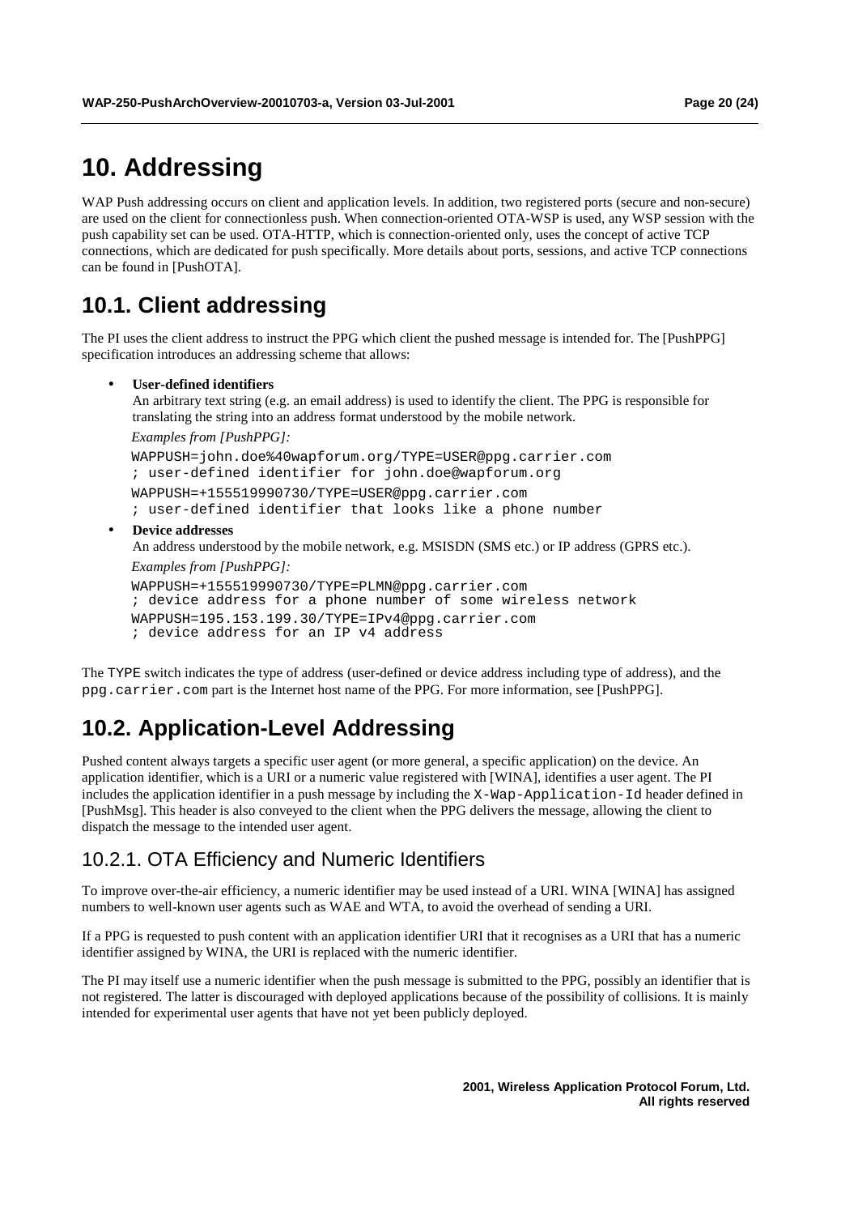# 10. Addressing

WAP Push addressing occurs on client and application levels. In addition, two registered ports (secure and non-secure) are used on the client for connectionless push. When connection-oriented OTA-WSP is used, any WSP session with the push capability set can be used. OTA-HTTP, which is connection-oriented only, uses the concept of active TCP connections, which are dedicated for push specifically. More details about ports, sessions, and active TCP connections can be found in [PushOTA].

## 10.1. Client addressing

The PI uses the client address to instruct the PPG which client the pushed message is intended for. The [PushPPG] specification introduces an addressing scheme that allows:

- **User-defined identifiers**
  An arbitrary text string (e.g. an email address) is used to identify the client. The PPG is responsible for translating the string into an address format understood by the mobile network.
  *Examples from [PushPPG]:*
  ```
  WAPPUSH=john.doe%40wapforum.org/TYPE=USER@ppg.carrier.com
  ; user-defined identifier for john.doe@wapforum.org
  WAPPUSH=+155519990730/TYPE=USER@ppg.carrier.com
  ; user-defined identifier that looks like a phone number
  ```
- **Device addresses**
  An address understood by the mobile network, e.g. MSISDN (SMS etc.) or IP address (GPRS etc.).
  *Examples from [PushPPG]:*
  ```
  WAPPUSH=+155519990730/TYPE=PLMN@ppg.carrier.com
  ; device address for a phone number of some wireless network
  WAPPUSH=195.153.199.30/TYPE=IPv4@ppg.carrier.com
  ; device address for an IP v4 address
  ```

The `TYPE` switch indicates the type of address (user-defined or device address including type of address), and the `ppg.carrier.com` part is the Internet host name of the PPG. For more information, see [PushPPG].

## 10.2. Application-Level Addressing

Pushed content always targets a specific user agent (or more general, a specific application) on the device. An application identifier, which is a URI or a numeric value registered with [WINA], identifies a user agent. The PI includes the application identifier in a push message by including the `X-Wap-Application-Id` header defined in [PushMsg]. This header is also conveyed to the client when the PPG delivers the message, allowing the client to dispatch the message to the intended user agent.

### 10.2.1. OTA Efficiency and Numeric Identifiers

To improve over-the-air efficiency, a numeric identifier may be used instead of a URI. WINA [WINA] has assigned numbers to well-known user agents such as WAE and WTA, to avoid the overhead of sending a URI.

If a PPG is requested to push content with an application identifier URI that it recognises as a URI that has a numeric identifier assigned by WINA, the URI is replaced with the numeric identifier.

The PI may itself use a numeric identifier when the push message is submitted to the PPG, possibly an identifier that is not registered. The latter is discouraged with deployed applications because of the possibility of collisions. It is mainly intended for experimental user agents that have not yet been publicly deployed.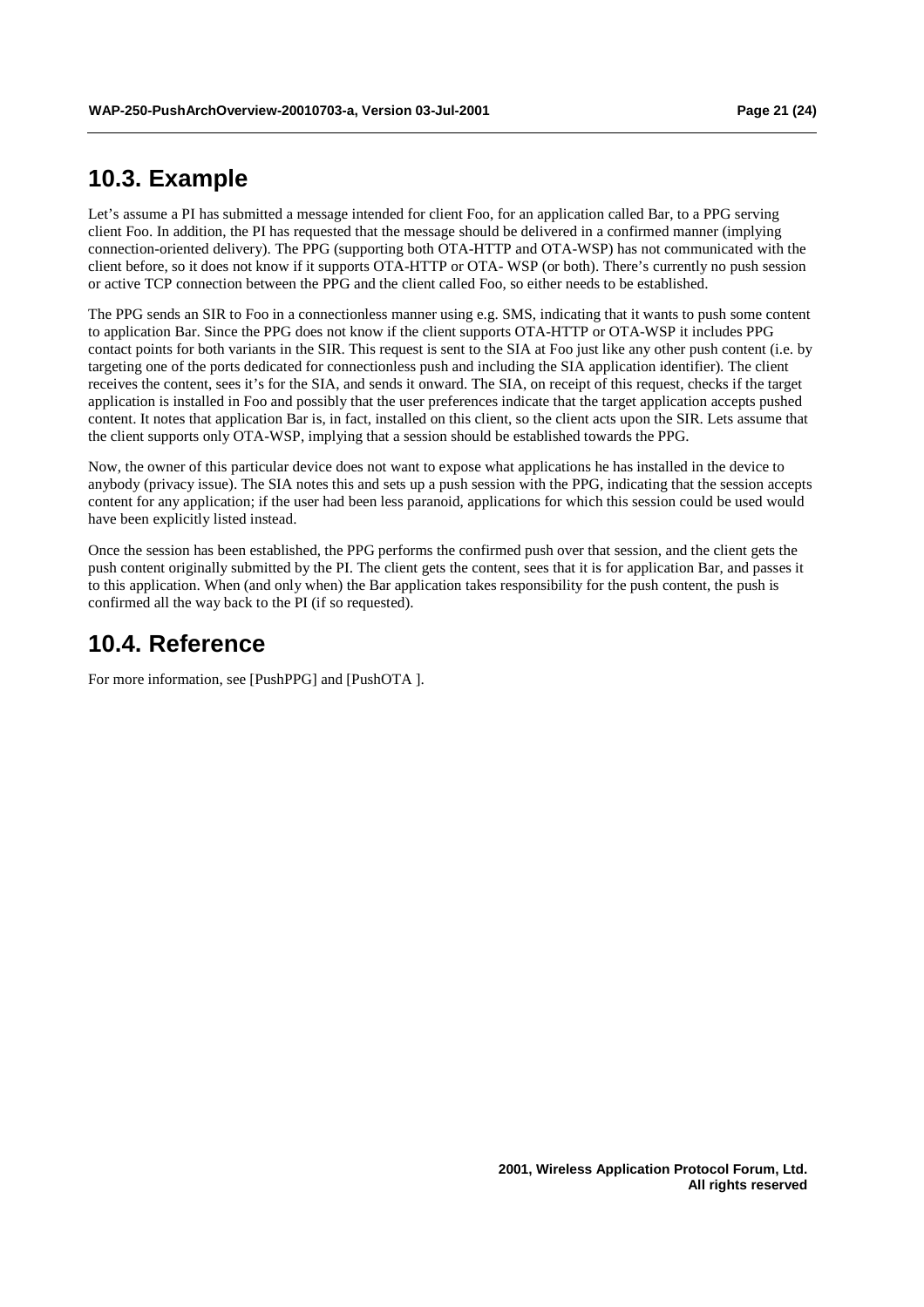## 10.3. Example

Let's assume a PI has submitted a message intended for client Foo, for an application called Bar, to a PPG serving client Foo. In addition, the PI has requested that the message should be delivered in a confirmed manner (implying connection-oriented delivery). The PPG (supporting both OTA-HTTP and OTA-WSP) has not communicated with the client before, so it does not know if it supports OTA-HTTP or OTA- WSP (or both). There's currently no push session or active TCP connection between the PPG and the client called Foo, so either needs to be established.

The PPG sends an SIR to Foo in a connectionless manner using e.g. SMS, indicating that it wants to push some content to application Bar. Since the PPG does not know if the client supports OTA-HTTP or OTA-WSP it includes PPG contact points for both variants in the SIR. This request is sent to the SIA at Foo just like any other push content (i.e. by targeting one of the ports dedicated for connectionless push and including the SIA application identifier). The client receives the content, sees it's for the SIA, and sends it onward. The SIA, on receipt of this request, checks if the target application is installed in Foo and possibly that the user preferences indicate that the target application accepts pushed content. It notes that application Bar is, in fact, installed on this client, so the client acts upon the SIR. Lets assume that the client supports only OTA-WSP, implying that a session should be established towards the PPG.

Now, the owner of this particular device does not want to expose what applications he has installed in the device to anybody (privacy issue). The SIA notes this and sets up a push session with the PPG, indicating that the session accepts content for any application; if the user had been less paranoid, applications for which this session could be used would have been explicitly listed instead.

Once the session has been established, the PPG performs the confirmed push over that session, and the client gets the push content originally submitted by the PI. The client gets the content, sees that it is for application Bar, and passes it to this application. When (and only when) the Bar application takes responsibility for the push content, the push is confirmed all the way back to the PI (if so requested).

## 10.4. Reference

For more information, see [PushPPG] and [PushOTA ].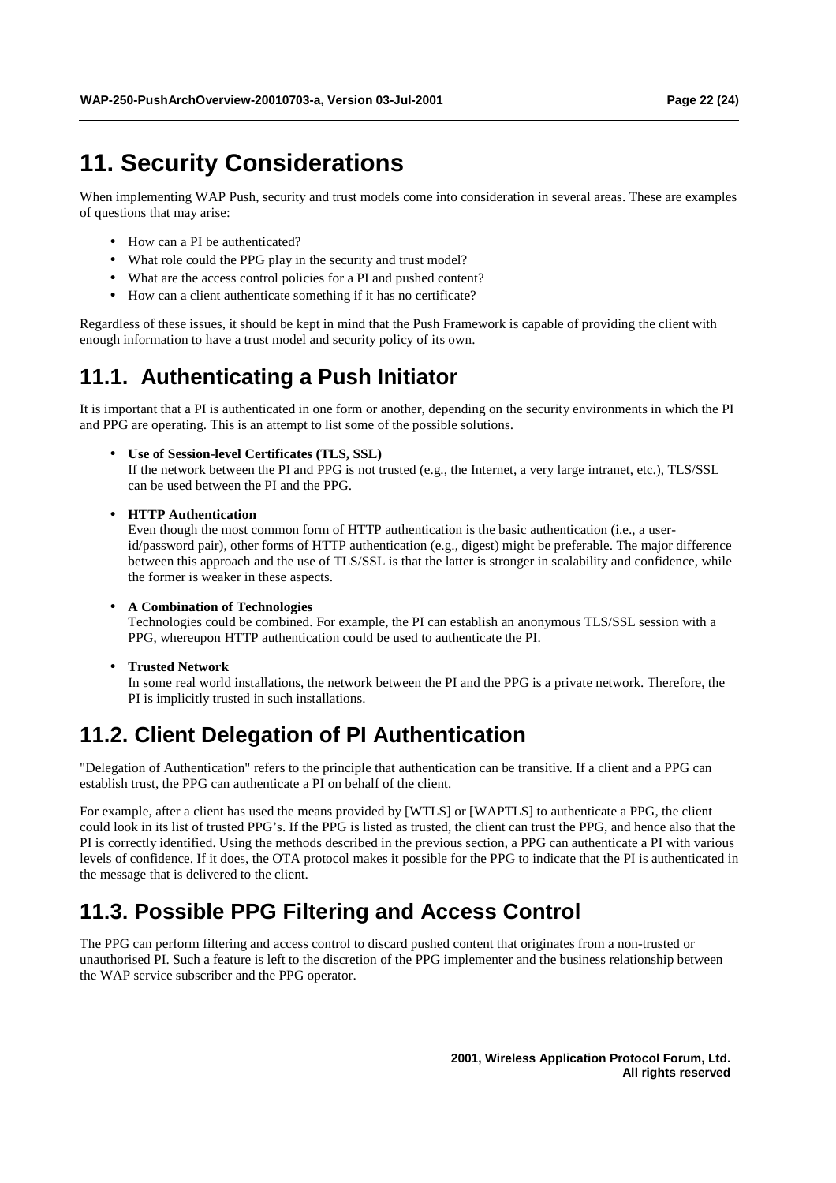# 11. Security Considerations

When implementing WAP Push, security and trust models come into consideration in several areas. These are examples of questions that may arise:

- How can a PI be authenticated?
- What role could the PPG play in the security and trust model?
- What are the access control policies for a PI and pushed content?
- How can a client authenticate something if it has no certificate?

Regardless of these issues, it should be kept in mind that the Push Framework is capable of providing the client with enough information to have a trust model and security policy of its own.

## 11.1. Authenticating a Push Initiator

It is important that a PI is authenticated in one form or another, depending on the security environments in which the PI and PPG are operating. This is an attempt to list some of the possible solutions.

- **Use of Session-level Certificates (TLS, SSL)**
  If the network between the PI and PPG is not trusted (e.g., the Internet, a very large intranet, etc.), TLS/SSL can be used between the PI and the PPG.

- **HTTP Authentication**
  Even though the most common form of HTTP authentication is the basic authentication (i.e., a user-id/password pair), other forms of HTTP authentication (e.g., digest) might be preferable. The major difference between this approach and the use of TLS/SSL is that the latter is stronger in scalability and confidence, while the former is weaker in these aspects.

- **A Combination of Technologies**
  Technologies could be combined. For example, the PI can establish an anonymous TLS/SSL session with a PPG, whereupon HTTP authentication could be used to authenticate the PI.

- **Trusted Network**
  In some real world installations, the network between the PI and the PPG is a private network. Therefore, the PI is implicitly trusted in such installations.

## 11.2. Client Delegation of PI Authentication

"Delegation of Authentication" refers to the principle that authentication can be transitive. If a client and a PPG can establish trust, the PPG can authenticate a PI on behalf of the client.

For example, after a client has used the means provided by [WTLS] or [WAPTLS] to authenticate a PPG, the client could look in its list of trusted PPG's. If the PPG is listed as trusted, the client can trust the PPG, and hence also that the PI is correctly identified. Using the methods described in the previous section, a PPG can authenticate a PI with various levels of confidence. If it does, the OTA protocol makes it possible for the PPG to indicate that the PI is authenticated in the message that is delivered to the client.

## 11.3. Possible PPG Filtering and Access Control

The PPG can perform filtering and access control to discard pushed content that originates from a non-trusted or unauthorised PI. Such a feature is left to the discretion of the PPG implementer and the business relationship between the WAP service subscriber and the PPG operator.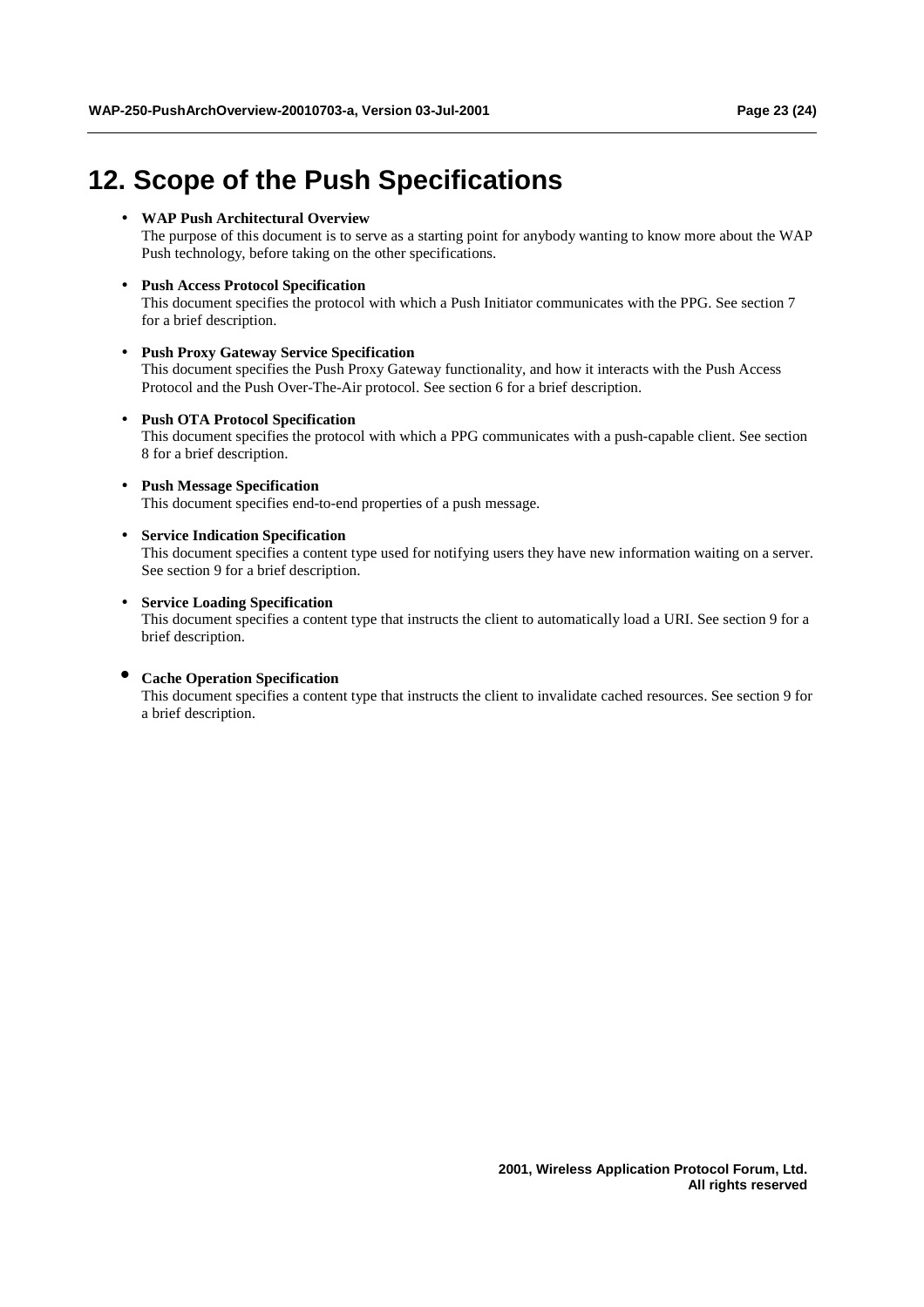# 12. Scope of the Push Specifications

- **WAP Push Architectural Overview**
  The purpose of this document is to serve as a starting point for anybody wanting to know more about the WAP Push technology, before taking on the other specifications.

- **Push Access Protocol Specification**
  This document specifies the protocol with which a Push Initiator communicates with the PPG. See section 7 for a brief description.

- **Push Proxy Gateway Service Specification**
  This document specifies the Push Proxy Gateway functionality, and how it interacts with the Push Access Protocol and the Push Over-The-Air protocol. See section 6 for a brief description.

- **Push OTA Protocol Specification**
  This document specifies the protocol with which a PPG communicates with a push-capable client. See section 8 for a brief description.

- **Push Message Specification**
  This document specifies end-to-end properties of a push message.

- **Service Indication Specification**
  This document specifies a content type used for notifying users they have new information waiting on a server. See section 9 for a brief description.

- **Service Loading Specification**
  This document specifies a content type that instructs the client to automatically load a URI. See section 9 for a brief description.

- **Cache Operation Specification**
  This document specifies a content type that instructs the client to invalidate cached resources. See section 9 for a brief description.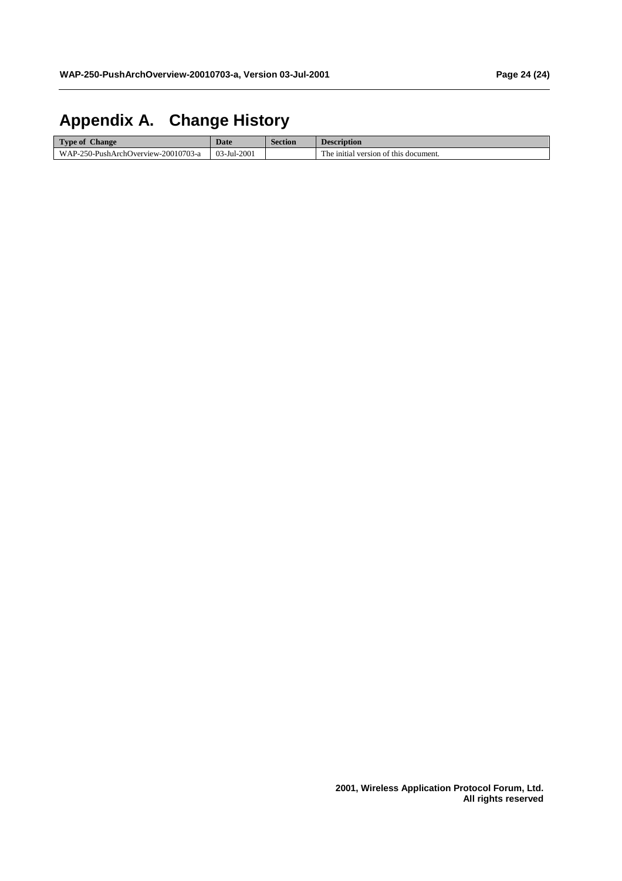# Appendix A. Change History

| Type of Change | Date | Section | Description |
| --- | --- | --- | --- |
| WAP-250-PushArchOverview-20010703-a | 03-Jul-2001 | | The initial version of this document. |